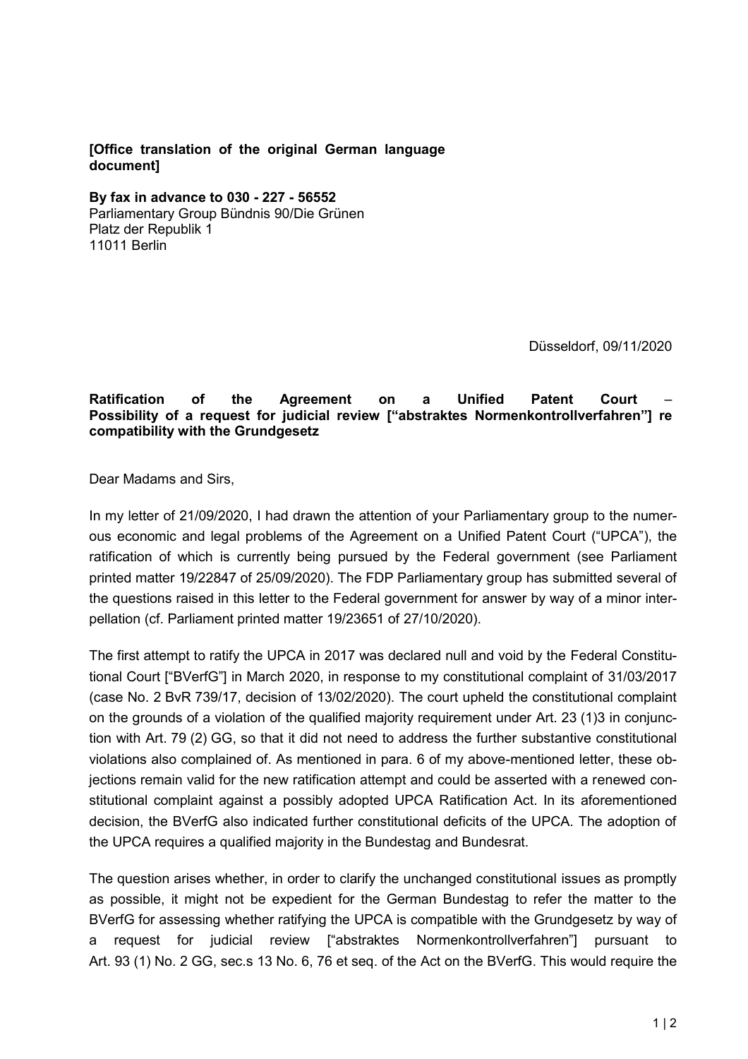**[Office translation of the original German language document]**

**By fax in advance to 030 - 227 - 56552**
Parliamentary Group Bündnis 90/Die Grünen
Platz der Republik 1
11011 Berlin

Düsseldorf, 09/11/2020

**Ratification of the Agreement on a Unified Patent Court – Possibility of a request for judicial review ["abstraktes Normenkontrollverfahren"] re compatibility with the Grundgesetz**

Dear Madams and Sirs,

In my letter of 21/09/2020, I had drawn the attention of your Parliamentary group to the numerous economic and legal problems of the Agreement on a Unified Patent Court ("UPCA"), the ratification of which is currently being pursued by the Federal government (see Parliament printed matter 19/22847 of 25/09/2020). The FDP Parliamentary group has submitted several of the questions raised in this letter to the Federal government for answer by way of a minor interpellation (cf. Parliament printed matter 19/23651 of 27/10/2020).

The first attempt to ratify the UPCA in 2017 was declared null and void by the Federal Constitutional Court ["BVerfG"] in March 2020, in response to my constitutional complaint of 31/03/2017 (case No. 2 BvR 739/17, decision of 13/02/2020). The court upheld the constitutional complaint on the grounds of a violation of the qualified majority requirement under Art. 23 (1)3 in conjunction with Art. 79 (2) GG, so that it did not need to address the further substantive constitutional violations also complained of. As mentioned in para. 6 of my above-mentioned letter, these objections remain valid for the new ratification attempt and could be asserted with a renewed constitutional complaint against a possibly adopted UPCA Ratification Act. In its aforementioned decision, the BVerfG also indicated further constitutional deficits of the UPCA. The adoption of the UPCA requires a qualified majority in the Bundestag and Bundesrat.

The question arises whether, in order to clarify the unchanged constitutional issues as promptly as possible, it might not be expedient for the German Bundestag to refer the matter to the BVerfG for assessing whether ratifying the UPCA is compatible with the Grundgesetz by way of a request for judicial review ["abstraktes Normenkontrollverfahren"] pursuant to Art. 93 (1) No. 2 GG, sec.s 13 No. 6, 76 et seq. of the Act on the BVerfG. This would require the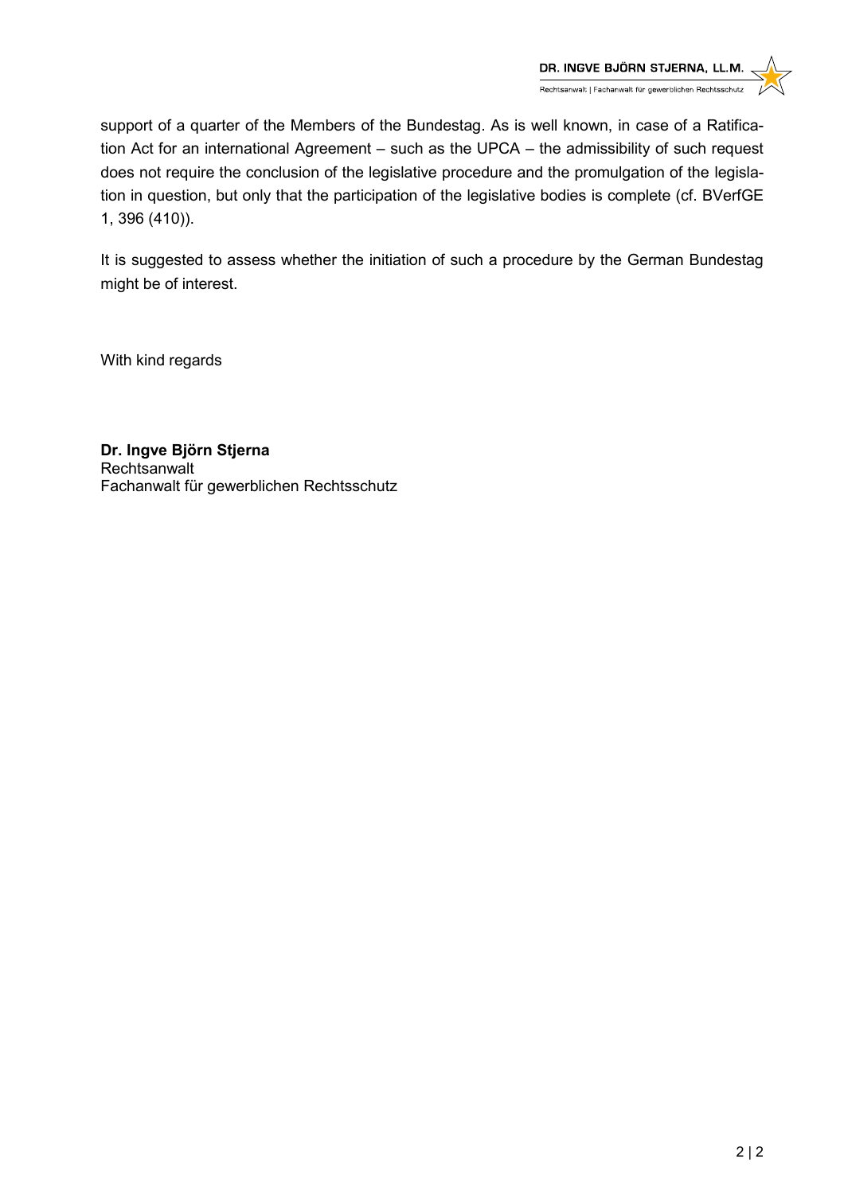support of a quarter of the Members of the Bundestag. As is well known, in case of a Ratification Act for an international Agreement – such as the UPCA – the admissibility of such request does not require the conclusion of the legislative procedure and the promulgation of the legislation in question, but only that the participation of the legislative bodies is complete (cf. BVerfGE 1, 396 (410)).

It is suggested to assess whether the initiation of such a procedure by the German Bundestag might be of interest.

With kind regards

**Dr. Ingve Björn Stjerna**
Rechtsanwalt
Fachanwalt für gewerblichen Rechtsschutz